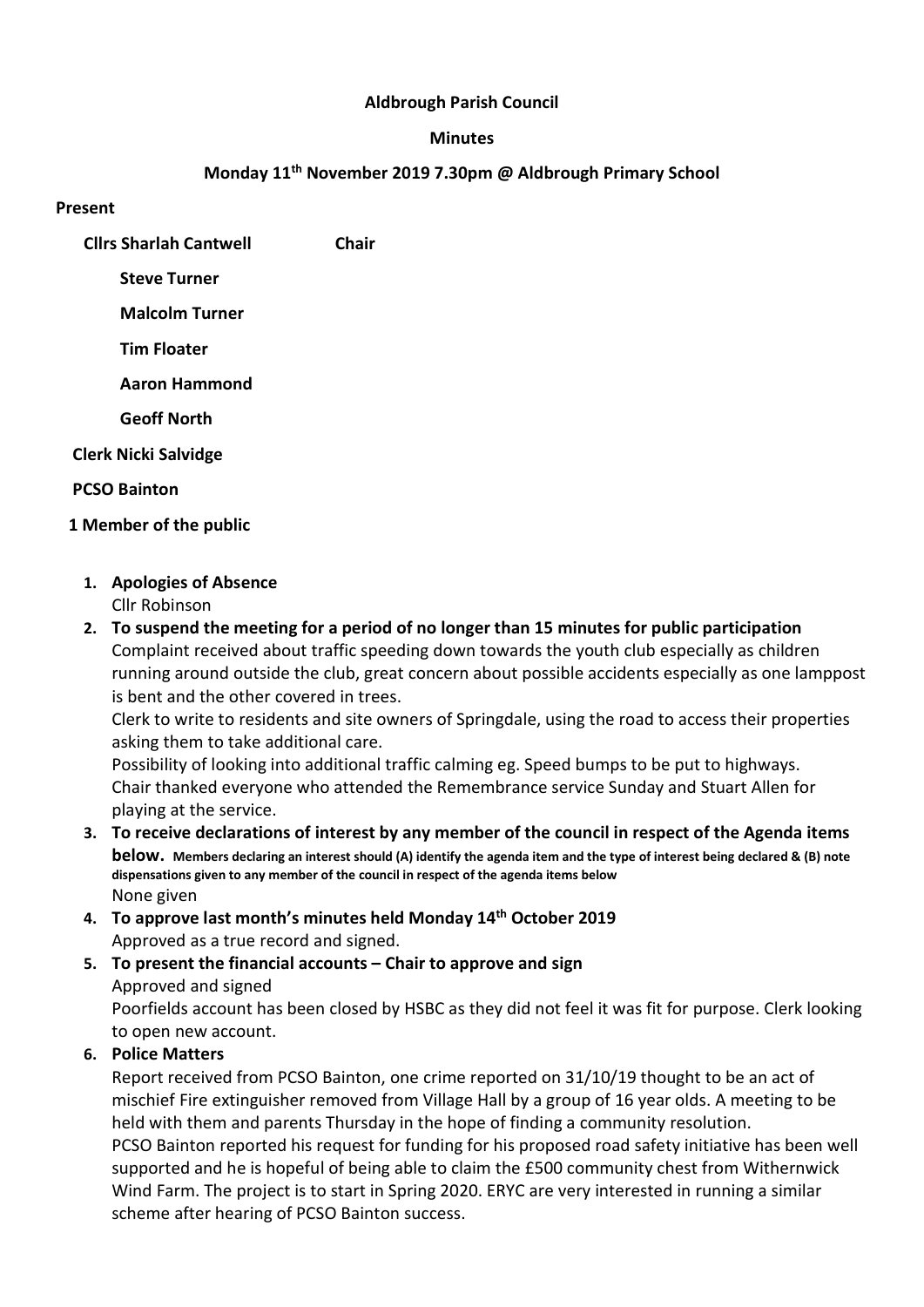**Aldbrough Parish Council**

**Minutes**

**Monday 11th November 2019 7.30pm @ Aldbrough Primary School**

**Present**

**Cllrs Sharlah Cantwell** **Chair**

**Steve Turner**

**Malcolm Turner**

**Tim Floater**

**Aaron Hammond**

**Geoff North**

**Clerk Nicki Salvidge**

**PCSO Bainton**

**1 Member of the public**

1. **Apologies of Absence**
   Cllr Robinson
2. **To suspend the meeting for a period of no longer than 15 minutes for public participation**
   Complaint received about traffic speeding down towards the youth club especially as children running around outside the club, great concern about possible accidents especially as one lamppost is bent and the other covered in trees.
   Clerk to write to residents and site owners of Springdale, using the road to access their properties asking them to take additional care.
   Possibility of looking into additional traffic calming eg. Speed bumps to be put to highways.
   Chair thanked everyone who attended the Remembrance service Sunday and Stuart Allen for playing at the service.
3. **To receive declarations of interest by any member of the council in respect of the Agenda items below. Members declaring an interest should (A) identify the agenda item and the type of interest being declared & (B) note dispensations given to any member of the council in respect of the agenda items below**
   None given
4. **To approve last month's minutes held Monday 14th October 2019**
   Approved as a true record and signed.
5. **To present the financial accounts – Chair to approve and sign**
   Approved and signed
   Poorfields account has been closed by HSBC as they did not feel it was fit for purpose. Clerk looking to open new account.
6. **Police Matters**
   Report received from PCSO Bainton, one crime reported on 31/10/19 thought to be an act of mischief Fire extinguisher removed from Village Hall by a group of 16 year olds. A meeting to be held with them and parents Thursday in the hope of finding a community resolution.
   PCSO Bainton reported his request for funding for his proposed road safety initiative has been well supported and he is hopeful of being able to claim the £500 community chest from Withernwick Wind Farm. The project is to start in Spring 2020. ERYC are very interested in running a similar scheme after hearing of PCSO Bainton success.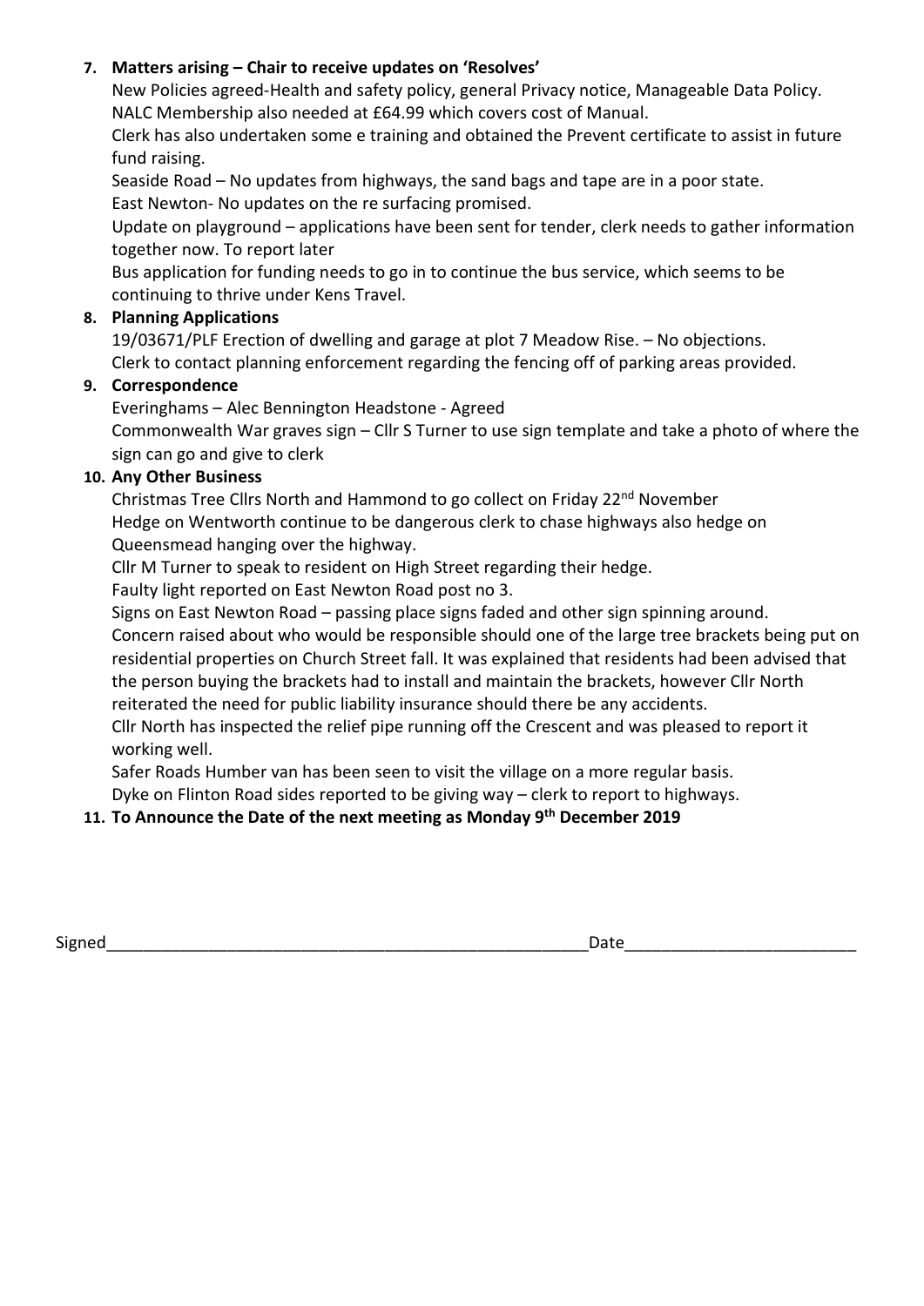7. **Matters arising – Chair to receive updates on 'Resolves'**

   New Policies agreed-Health and safety policy, general Privacy notice, Manageable Data Policy. NALC Membership also needed at £64.99 which covers cost of Manual.

   Clerk has also undertaken some e training and obtained the Prevent certificate to assist in future fund raising.

   Seaside Road – No updates from highways, the sand bags and tape are in a poor state.

   East Newton- No updates on the re surfacing promised.

   Update on playground – applications have been sent for tender, clerk needs to gather information together now. To report later

   Bus application for funding needs to go in to continue the bus service, which seems to be continuing to thrive under Kens Travel.

8. **Planning Applications**

   19/03671/PLF Erection of dwelling and garage at plot 7 Meadow Rise. – No objections.

   Clerk to contact planning enforcement regarding the fencing off of parking areas provided.

9. **Correspondence**

   Everinghams – Alec Bennington Headstone - Agreed

   Commonwealth War graves sign – Cllr S Turner to use sign template and take a photo of where the sign can go and give to clerk

10. **Any Other Business**

    Christmas Tree Cllrs North and Hammond to go collect on Friday 22nd November

    Hedge on Wentworth continue to be dangerous clerk to chase highways also hedge on Queensmead hanging over the highway.

    Cllr M Turner to speak to resident on High Street regarding their hedge.

    Faulty light reported on East Newton Road post no 3.

    Signs on East Newton Road – passing place signs faded and other sign spinning around.

    Concern raised about who would be responsible should one of the large tree brackets being put on residential properties on Church Street fall. It was explained that residents had been advised that the person buying the brackets had to install and maintain the brackets, however Cllr North reiterated the need for public liability insurance should there be any accidents.

    Cllr North has inspected the relief pipe running off the Crescent and was pleased to report it working well.

    Safer Roads Humber van has been seen to visit the village on a more regular basis.

    Dyke on Flinton Road sides reported to be giving way – clerk to report to highways.

11. **To Announce the Date of the next meeting as Monday 9th December 2019**

Signed\_\_\_\_\_\_\_\_\_\_\_\_\_\_\_\_\_\_\_\_\_\_\_\_\_\_\_\_\_\_\_\_\_\_\_\_\_\_\_\_\_\_\_\_\_\_\_\_\_\_\_\_Date\_\_\_\_\_\_\_\_\_\_\_\_\_\_\_\_\_\_\_\_\_\_\_\_\_